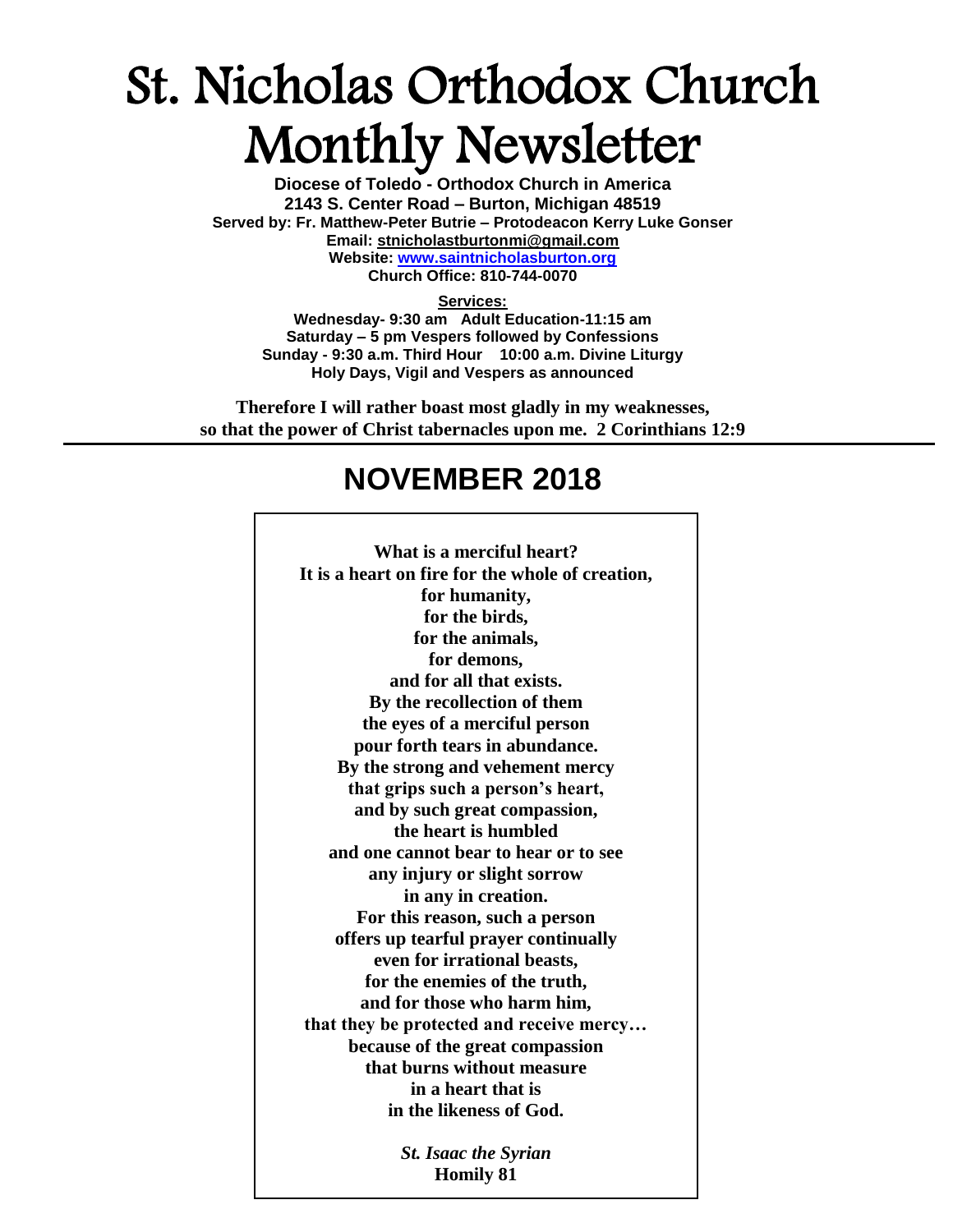# St. Nicholas Orthodox Church Monthly Newsletter

**Diocese of Toledo - Orthodox Church in America**
**2143 S. Center Road – Burton, Michigan 48519**
**Served by: Fr. Matthew-Peter Butrie – Protodeacon Kerry Luke Gonser**
**Email: stnicholastburtonmi@gmail.com**
**Website: www.saintnicholasburton.org**
**Church Office: 810-744-0070**

**Services:**
**Wednesday- 9:30 am Adult Education-11:15 am**
**Saturday – 5 pm Vespers followed by Confessions**
**Sunday - 9:30 a.m. Third Hour 10:00 a.m. Divine Liturgy**
**Holy Days, Vigil and Vespers as announced**

**Therefore I will rather boast most gladly in my weaknesses, so that the power of Christ tabernacles upon me. 2 Corinthians 12:9**

## NOVEMBER 2018

**What is a merciful heart?**
**It is a heart on fire for the whole of creation,**
**for humanity,**
**for the birds,**
**for the animals,**
**for demons,**
**and for all that exists.**
**By the recollection of them**
**the eyes of a merciful person**
**pour forth tears in abundance.**
**By the strong and vehement mercy**
**that grips such a person's heart,**
**and by such great compassion,**
**the heart is humbled**
**and one cannot bear to hear or to see**
**any injury or slight sorrow**
**in any in creation.**
**For this reason, such a person**
**offers up tearful prayer continually**
**even for irrational beasts,**
**for the enemies of the truth,**
**and for those who harm him,**
**that they be protected and receive mercy…**
**because of the great compassion**
**that burns without measure**
**in a heart that is**
**in the likeness of God.**

***St. Isaac the Syrian***
**Homily 81**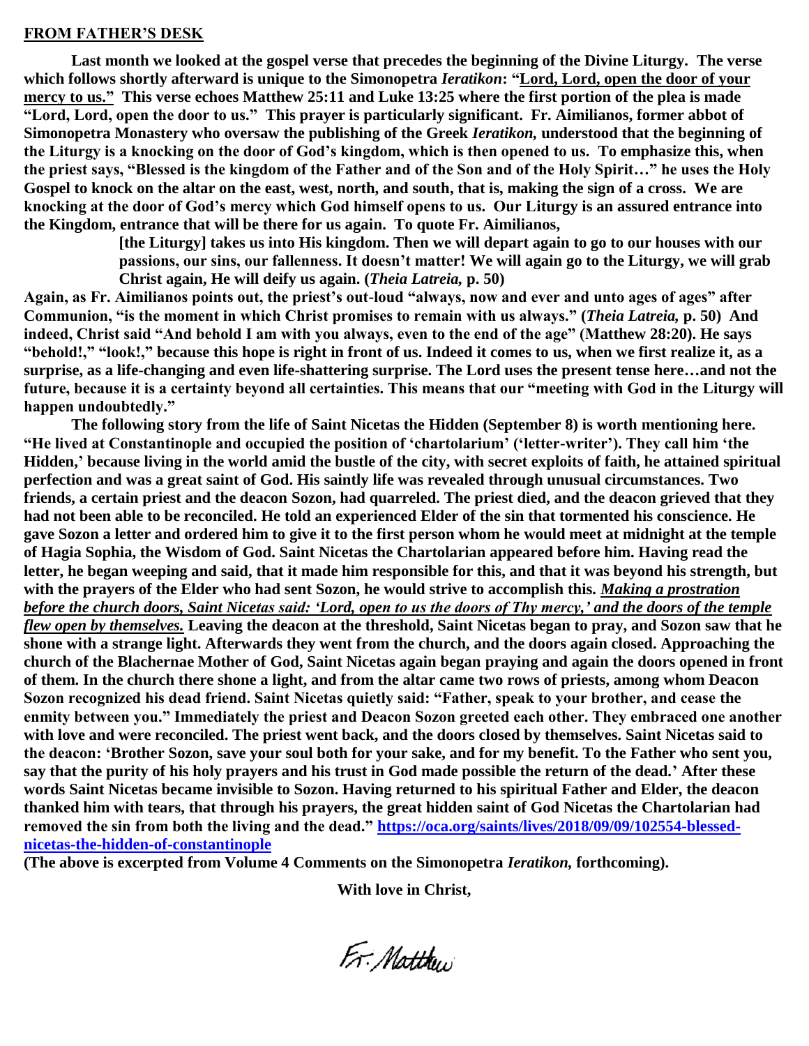## FROM FATHER'S DESK

**Last month we looked at the gospel verse that precedes the beginning of the Divine Liturgy. The verse which follows shortly afterward is unique to the Simonopetra *Ieratikon*: "Lord, Lord, open the door of your mercy to us." This verse echoes Matthew 25:11 and Luke 13:25 where the first portion of the plea is made "Lord, Lord, open the door to us." This prayer is particularly significant. Fr. Aimilianos, former abbot of Simonopetra Monastery who oversaw the publishing of the Greek *Ieratikon,* understood that the beginning of the Liturgy is a knocking on the door of God's kingdom, which is then opened to us. To emphasize this, when the priest says, "Blessed is the kingdom of the Father and of the Son and of the Holy Spirit…" he uses the Holy Gospel to knock on the altar on the east, west, north, and south, that is, making the sign of a cross. We are knocking at the door of God's mercy which God himself opens to us. Our Liturgy is an assured entrance into the Kingdom, entrance that will be there for us again. To quote Fr. Aimilianos,**

> **[the Liturgy] takes us into His kingdom. Then we will depart again to go to our houses with our passions, our sins, our fallenness. It doesn't matter! We will again go to the Liturgy, we will grab Christ again, He will deify us again. (*Theia Latreia,* p. 50)**

**Again, as Fr. Aimilianos points out, the priest's out-loud "always, now and ever and unto ages of ages" after Communion, "is the moment in which Christ promises to remain with us always." (*Theia Latreia,* p. 50) And indeed, Christ said "And behold I am with you always, even to the end of the age" (Matthew 28:20). He says "behold!," "look!," because this hope is right in front of us. Indeed it comes to us, when we first realize it, as a surprise, as a life-changing and even life-shattering surprise. The Lord uses the present tense here…and not the future, because it is a certainty beyond all certainties. This means that our "meeting with God in the Liturgy will happen undoubtedly."**

**The following story from the life of Saint Nicetas the Hidden (September 8) is worth mentioning here. "He lived at Constantinople and occupied the position of 'chartolarium' ('letter-writer'). They call him 'the Hidden,' because living in the world amid the bustle of the city, with secret exploits of faith, he attained spiritual perfection and was a great saint of God. His saintly life was revealed through unusual circumstances. Two friends, a certain priest and the deacon Sozon, had quarreled. The priest died, and the deacon grieved that they had not been able to be reconciled. He told an experienced Elder of the sin that tormented his conscience. He gave Sozon a letter and ordered him to give it to the first person whom he would meet at midnight at the temple of Hagia Sophia, the Wisdom of God. Saint Nicetas the Chartolarian appeared before him. Having read the letter, he began weeping and said, that it made him responsible for this, and that it was beyond his strength, but with the prayers of the Elder who had sent Sozon, he would strive to accomplish this. *Making a prostration before the church doors, Saint Nicetas said: 'Lord, open to us the doors of Thy mercy,' and the doors of the temple flew open by themselves.* Leaving the deacon at the threshold, Saint Nicetas began to pray, and Sozon saw that he shone with a strange light. Afterwards they went from the church, and the doors again closed. Approaching the church of the Blachernae Mother of God, Saint Nicetas again began praying and again the doors opened in front of them. In the church there shone a light, and from the altar came two rows of priests, among whom Deacon Sozon recognized his dead friend. Saint Nicetas quietly said: "Father, speak to your brother, and cease the enmity between you." Immediately the priest and Deacon Sozon greeted each other. They embraced one another with love and were reconciled. The priest went back, and the doors closed by themselves. Saint Nicetas said to the deacon: 'Brother Sozon, save your soul both for your sake, and for my benefit. To the Father who sent you, say that the purity of his holy prayers and his trust in God made possible the return of the dead.' After these words Saint Nicetas became invisible to Sozon. Having returned to his spiritual Father and Elder, the deacon thanked him with tears, that through his prayers, the great hidden saint of God Nicetas the Chartolarian had removed the sin from both the living and the dead." https://oca.org/saints/lives/2018/09/09/102554-blessed-nicetas-the-hidden-of-constantinople**

**(The above is excerpted from Volume 4 Comments on the Simonopetra *Ieratikon,* forthcoming).**

**With love in Christ,**

Fr. Matthew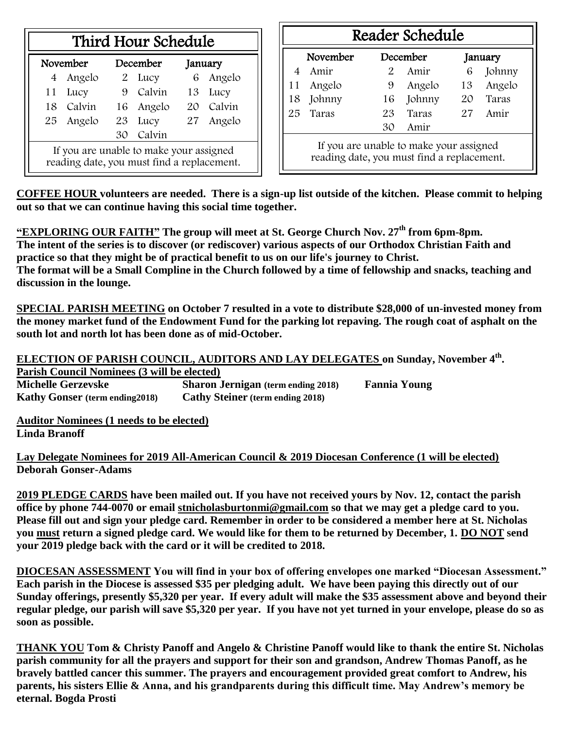## Third Hour Schedule

| November | | December | | January | |
|---|---|---|---|---|---|
| 4 | Angelo | 2 | Lucy | 6 | Angelo |
| 11 | Lucy | 9 | Calvin | 13 | Lucy |
| 18 | Calvin | 16 | Angelo | 20 | Calvin |
| 25 | Angelo | 23 | Lucy | 27 | Angelo |
| | | 30 | Calvin | | |

If you are unable to make your assigned reading date, you must find a replacement.

## Reader Schedule

| November | | December | | January | |
|---|---|---|---|---|---|
| 4 | Amir | 2 | Amir | 6 | Johnny |
| 11 | Angelo | 9 | Angelo | 13 | Angelo |
| 18 | Johnny | 16 | Johnny | 20 | Taras |
| 25 | Taras | 23 | Taras | 27 | Amir |
| | | 30 | Amir | | |

If you are unable to make your assigned reading date, you must find a replacement.

**COFFEE HOUR volunteers are needed. There is a sign-up list outside of the kitchen. Please commit to helping out so that we can continue having this social time together.**

**"EXPLORING OUR FAITH" The group will meet at St. George Church Nov. 27th from 6pm-8pm. The intent of the series is to discover (or rediscover) various aspects of our Orthodox Christian Faith and practice so that they might be of practical benefit to us on our life's journey to Christ. The format will be a Small Compline in the Church followed by a time of fellowship and snacks, teaching and discussion in the lounge.**

**SPECIAL PARISH MEETING on October 7 resulted in a vote to distribute $28,000 of un-invested money from the money market fund of the Endowment Fund for the parking lot repaving. The rough coat of asphalt on the south lot and north lot has been done as of mid-October.**

**ELECTION OF PARISH COUNCIL, AUDITORS AND LAY DELEGATES on Sunday, November 4th.**

**Parish Council Nominees (3 will be elected)**

**Michelle Gerzevske** | **Sharon Jernigan (term ending 2018)** | **Fannia Young**
**Kathy Gonser (term ending2018)** | **Cathy Steiner (term ending 2018)**

**Auditor Nominees (1 needs to be elected)**
**Linda Branoff**

**Lay Delegate Nominees for 2019 All-American Council & 2019 Diocesan Conference (1 will be elected)**
**Deborah Gonser-Adams**

**2019 PLEDGE CARDS have been mailed out. If you have not received yours by Nov. 12, contact the parish office by phone 744-0070 or email stnicholasburtonmi@gmail.com so that we may get a pledge card to you. Please fill out and sign your pledge card. Remember in order to be considered a member here at St. Nicholas you must return a signed pledge card. We would like for them to be returned by December, 1. DO NOT send your 2019 pledge back with the card or it will be credited to 2018.**

**DIOCESAN ASSESSMENT You will find in your box of offering envelopes one marked "Diocesan Assessment." Each parish in the Diocese is assessed $35 per pledging adult. We have been paying this directly out of our Sunday offerings, presently $5,320 per year. If every adult will make the $35 assessment above and beyond their regular pledge, our parish will save $5,320 per year. If you have not yet turned in your envelope, please do so as soon as possible.**

**THANK YOU Tom & Christy Panoff and Angelo & Christine Panoff would like to thank the entire St. Nicholas parish community for all the prayers and support for their son and grandson, Andrew Thomas Panoff, as he bravely battled cancer this summer. The prayers and encouragement provided great comfort to Andrew, his parents, his sisters Ellie & Anna, and his grandparents during this difficult time. May Andrew's memory be eternal. Bogda Prosti**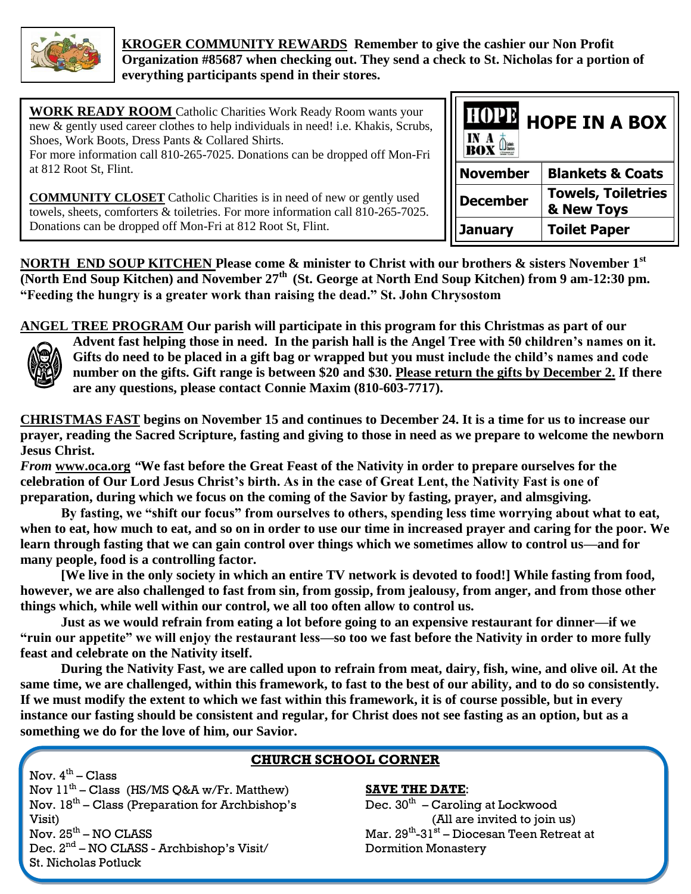**KROGER COMMUNITY REWARDS Remember to give the cashier our Non Profit Organization #85687 when checking out. They send a check to St. Nicholas for a portion of everything participants spend in their stores.**

**WORK READY ROOM** Catholic Charities Work Ready Room wants your new & gently used career clothes to help individuals in need! i.e. Khakis, Scrubs, Shoes, Work Boots, Dress Pants & Collared Shirts.
For more information call 810-265-7025. Donations can be dropped off Mon-Fri at 812 Root St, Flint.

**COMMUNITY CLOSET** Catholic Charities is in need of new or gently used towels, sheets, comforters & toiletries. For more information call 810-265-7025. Donations can be dropped off Mon-Fri at 812 Root St, Flint.

## HOPE IN A BOX

| Month | Items |
| --- | --- |
| **November** | **Blankets & Coats** |
| **December** | **Towels, Toiletries & New Toys** |
| **January** | **Toilet Paper** |

**NORTH END SOUP KITCHEN Please come & minister to Christ with our brothers & sisters November 1st (North End Soup Kitchen) and November 27th (St. George at North End Soup Kitchen) from 9 am-12:30 pm. "Feeding the hungry is a greater work than raising the dead." St. John Chrysostom**

**ANGEL TREE PROGRAM Our parish will participate in this program for this Christmas as part of our Advent fast helping those in need. In the parish hall is the Angel Tree with 50 children's names on it. Gifts do need to be placed in a gift bag or wrapped but you must include the child's names and code number on the gifts. Gift range is between $20 and $30. <u>Please return the gifts by December 2.</u> If there are any questions, please contact Connie Maxim (810-603-7717).**

**CHRISTMAS FAST begins on November 15 and continues to December 24. It is a time for us to increase our prayer, reading the Sacred Scripture, fasting and giving to those in need as we prepare to welcome the newborn Jesus Christ.**

***From* www.oca.org "We fast before the Great Feast of the Nativity in order to prepare ourselves for the celebration of Our Lord Jesus Christ's birth. As in the case of Great Lent, the Nativity Fast is one of preparation, during which we focus on the coming of the Savior by fasting, prayer, and almsgiving.**

**By fasting, we "shift our focus" from ourselves to others, spending less time worrying about what to eat, when to eat, how much to eat, and so on in order to use our time in increased prayer and caring for the poor. We learn through fasting that we can gain control over things which we sometimes allow to control us—and for many people, food is a controlling factor.**

**[We live in the only society in which an entire TV network is devoted to food!] While fasting from food, however, we are also challenged to fast from sin, from gossip, from jealousy, from anger, and from those other things which, while well within our control, we all too often allow to control us.**

**Just as we would refrain from eating a lot before going to an expensive restaurant for dinner—if we "ruin our appetite" we will enjoy the restaurant less—so too we fast before the Nativity in order to more fully feast and celebrate on the Nativity itself.**

**During the Nativity Fast, we are called upon to refrain from meat, dairy, fish, wine, and olive oil. At the same time, we are challenged, within this framework, to fast to the best of our ability, and to do so consistently. If we must modify the extent to which we fast within this framework, it is of course possible, but in every instance our fasting should be consistent and regular, for Christ does not see fasting as an option, but as a something we do for the love of him, our Savior.**

## CHURCH SCHOOL CORNER

Nov. 4th – Class
Nov 11th – Class (HS/MS Q&A w/Fr. Matthew)
Nov. 18th – Class (Preparation for Archbishop's Visit)
Nov. 25th – NO CLASS
Dec. 2nd – NO CLASS - Archbishop's Visit/ St. Nicholas Potluck

**SAVE THE DATE**:
Dec. 30th – Caroling at Lockwood (All are invited to join us)
Mar. 29th-31st – Diocesan Teen Retreat at Dormition Monastery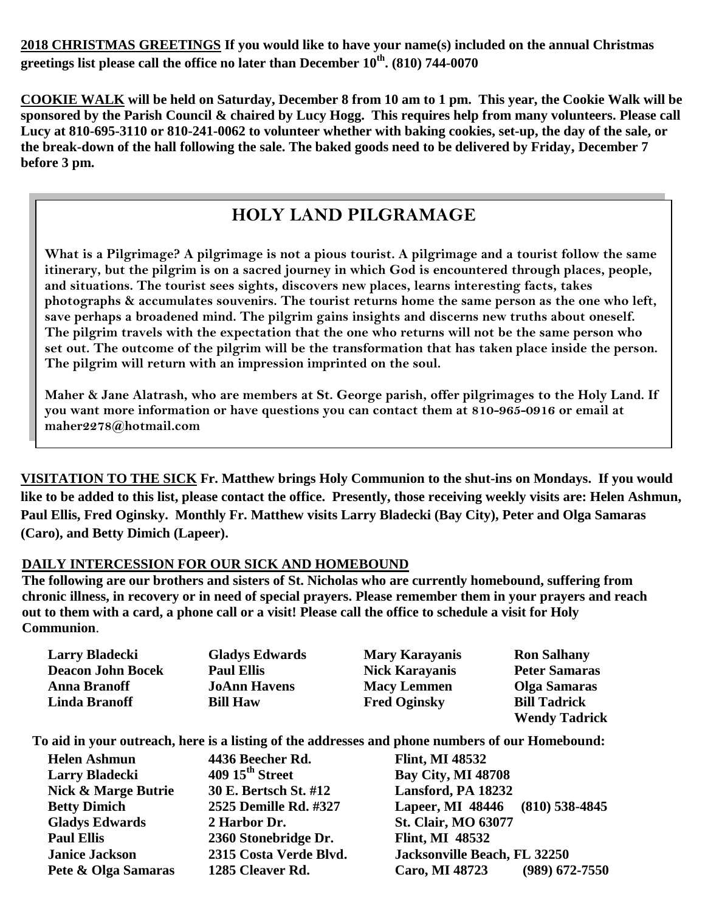**2018 CHRISTMAS GREETINGS** **If you would like to have your name(s) included on the annual Christmas greetings list please call the office no later than December 10th. (810) 744-0070**

**COOKIE WALK** **will be held on Saturday, December 8 from 10 am to 1 pm. This year, the Cookie Walk will be sponsored by the Parish Council & chaired by Lucy Hogg. This requires help from many volunteers. Please call Lucy at 810-695-3110 or 810-241-0062 to volunteer whether with baking cookies, set-up, the day of the sale, or the break-down of the hall following the sale. The baked goods need to be delivered by Friday, December 7 before 3 pm.**

## HOLY LAND PILGRAMAGE

**What is a Pilgrimage? A pilgrimage is not a pious tourist. A pilgrimage and a tourist follow the same itinerary, but the pilgrim is on a sacred journey in which God is encountered through places, people, and situations. The tourist sees sights, discovers new places, learns interesting facts, takes photographs & accumulates souvenirs. The tourist returns home the same person as the one who left, save perhaps a broadened mind. The pilgrim gains insights and discerns new truths about oneself. The pilgrim travels with the expectation that the one who returns will not be the same person who set out. The outcome of the pilgrim will be the transformation that has taken place inside the person. The pilgrim will return with an impression imprinted on the soul.**

**Maher & Jane Alatrash, who are members at St. George parish, offer pilgrimages to the Holy Land. If you want more information or have questions you can contact them at 810-965-0916 or email at maher2278@hotmail.com**

**VISITATION TO THE SICK** **Fr. Matthew brings Holy Communion to the shut-ins on Mondays. If you would like to be added to this list, please contact the office. Presently, those receiving weekly visits are: Helen Ashmun, Paul Ellis, Fred Oginsky. Monthly Fr. Matthew visits Larry Bladecki (Bay City), Peter and Olga Samaras (Caro), and Betty Dimich (Lapeer).**

**DAILY INTERCESSION FOR OUR SICK AND HOMEBOUND**

**The following are our brothers and sisters of St. Nicholas who are currently homebound, suffering from chronic illness, in recovery or in need of special prayers. Please remember them in your prayers and reach out to them with a card, a phone call or a visit! Please call the office to schedule a visit for Holy Communion**.

| | | | |
|---|---|---|---|
| **Larry Bladecki** | **Gladys Edwards** | **Mary Karayanis** | **Ron Salhany** |
| **Deacon John Bocek** | **Paul Ellis** | **Nick Karayanis** | **Peter Samaras** |
| **Anna Branoff** | **JoAnn Havens** | **Macy Lemmen** | **Olga Samaras** |
| **Linda Branoff** | **Bill Haw** | **Fred Oginsky** | **Bill Tadrick** |
| | | | **Wendy Tadrick** |

**To aid in your outreach, here is a listing of the addresses and phone numbers of our Homebound:**

| | | | |
|---|---|---|---|
| **Helen Ashmun** | **4436 Beecher Rd.** | **Flint, MI 48532** | |
| **Larry Bladecki** | **409 15th Street** | **Bay City, MI 48708** | |
| **Nick & Marge Butrie** | **30 E. Bertsch St. #12** | **Lansford, PA 18232** | |
| **Betty Dimich** | **2525 Demille Rd. #327** | **Lapeer, MI 48446** | **(810) 538-4845** |
| **Gladys Edwards** | **2 Harbor Dr.** | **St. Clair, MO 63077** | |
| **Paul Ellis** | **2360 Stonebridge Dr.** | **Flint, MI 48532** | |
| **Janice Jackson** | **2315 Costa Verde Blvd.** | **Jacksonville Beach, FL 32250** | |
| **Pete & Olga Samaras** | **1285 Cleaver Rd.** | **Caro, MI 48723** | **(989) 672-7550** |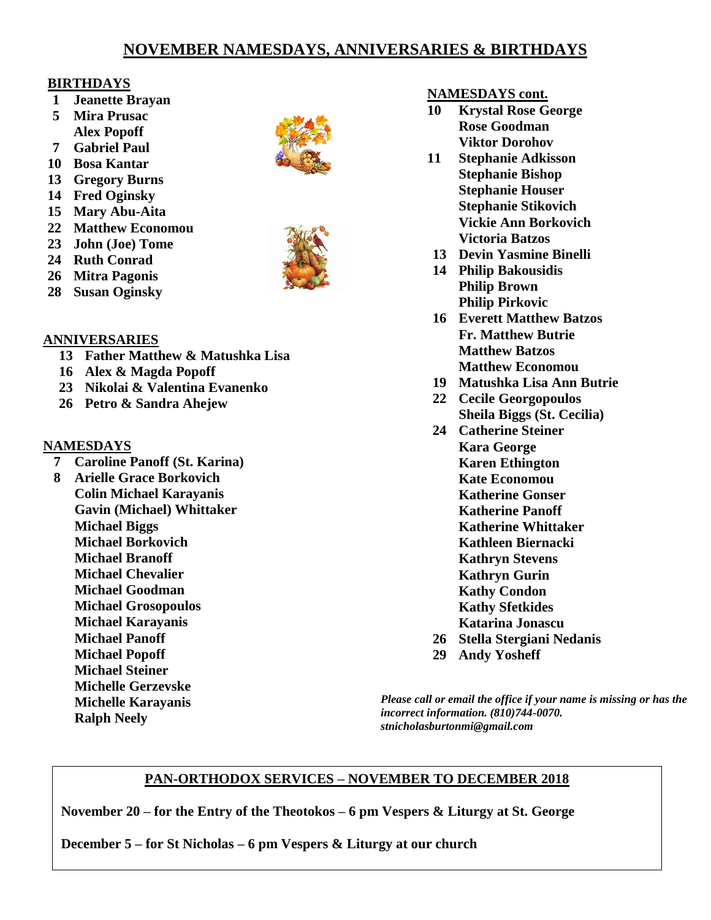# NOVEMBER NAMESDAYS, ANNIVERSARIES & BIRTHDAYS

## BIRTHDAYS

**1** Jeanette Brayan
**5** Mira Prusac
Alex Popoff
**7** Gabriel Paul
**10** Bosa Kantar
**13** Gregory Burns
**14** Fred Oginsky
**15** Mary Abu-Aita
**22** Matthew Economou
**23** John (Joe) Tome
**24** Ruth Conrad
**26** Mitra Pagonis
**28** Susan Oginsky

## ANNIVERSARIES

**13** Father Matthew & Matushka Lisa
**16** Alex & Magda Popoff
**23** Nikolai & Valentina Evanenko
**26** Petro & Sandra Ahejew

## NAMESDAYS

**7** Caroline Panoff (St. Karina)
**8** Arielle Grace Borkovich
Colin Michael Karayanis
Gavin (Michael) Whittaker
Michael Biggs
Michael Borkovich
Michael Branoff
Michael Chevalier
Michael Goodman
Michael Grosopoulos
Michael Karayanis
Michael Panoff
Michael Popoff
Michael Steiner
Michelle Gerzevske
Michelle Karayanis
Ralph Neely

## NAMESDAYS cont.

**10** Krystal Rose George
Rose Goodman
Viktor Dorohov
**11** Stephanie Adkisson
Stephanie Bishop
Stephanie Houser
Stephanie Stikovich
Vickie Ann Borkovich
Victoria Batzos
**13** Devin Yasmine Binelli
**14** Philip Bakousidis
Philip Brown
Philip Pirkovic
**16** Everett Matthew Batzos
Fr. Matthew Butrie
Matthew Batzos
Matthew Economou
**19** Matushka Lisa Ann Butrie
**22** Cecile Georgopoulos
Sheila Biggs (St. Cecilia)
**24** Catherine Steiner
Kara George
Karen Ethington
Kate Economou
Katherine Gonser
Katherine Panoff
Katherine Whittaker
Kathleen Biernacki
Kathryn Stevens
Kathryn Gurin
Kathy Condon
Kathy Sfetkides
Katarina Jonascu
**26** Stella Stergiani Nedanis
**29** Andy Yosheff

*Please call or email the office if your name is missing or has the incorrect information. (810)744-0070. stnicholasburtonmi@gmail.com*

## PAN-ORTHODOX SERVICES – NOVEMBER TO DECEMBER 2018

**November 20 – for the Entry of the Theotokos – 6 pm Vespers & Liturgy at St. George**

**December 5 – for St Nicholas – 6 pm Vespers & Liturgy at our church**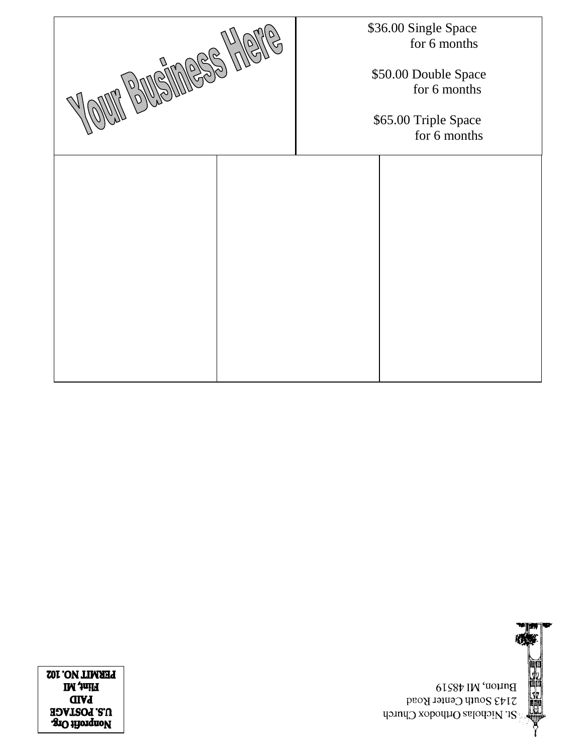Your Business Here

$36.00 Single Space
for 6 months

$50.00 Double Space
for 6 months

$65.00 Triple Space
for 6 months

St. Nicholas Orthodox Church
2143 South Center Road
Burton, MI 48519

**Nonprofit Org.**
**U.S. POSTAGE**
**PAID**
**Flint, MI**
**PERMIT NO. 102**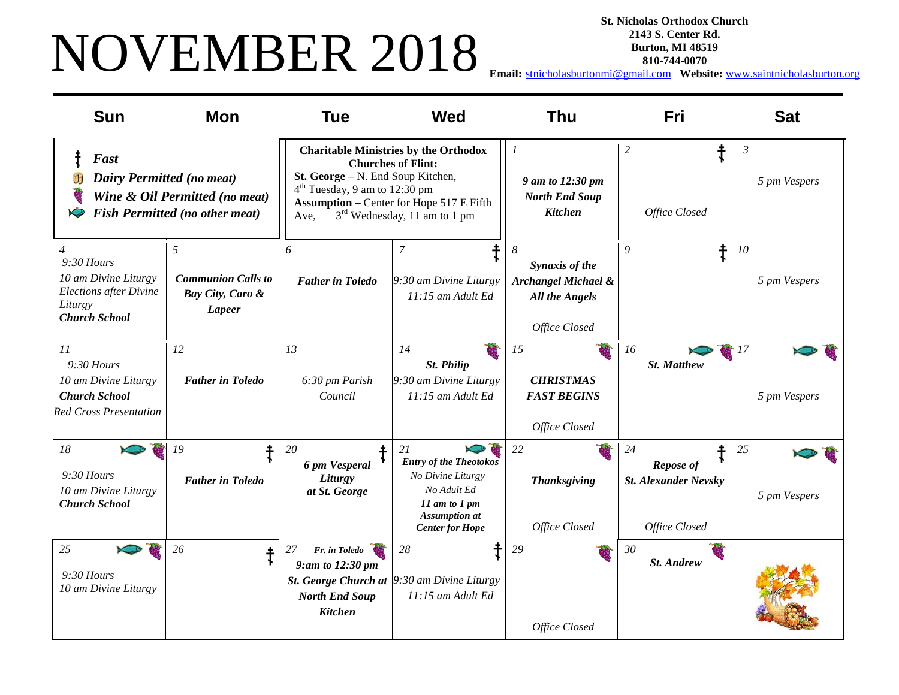# NOVEMBER 2018

**St. Nicholas Orthodox Church**
**2143 S. Center Rd.**
**Burton, MI 48519**
**810-744-0070**
**Email:** stnicholasburtonmi@gmail.com **Website:** www.saintnicholasburton.org

**Legend:**

- ‡ ***Fast***
- ***Dairy Permitted (no meat)***
- ***Wine & Oil Permitted (no meat)***
- ***Fish Permitted (no other meat)***

**Charitable Ministries by the Orthodox Churches of Flint:**
**St. George** – N. End Soup Kitchen, 4th Tuesday, 9 am to 12:30 pm
**Assumption** – Center for Hope 517 E Fifth Ave, 3rd Wednesday, 11 am to 1 pm

| Sun | Mon | Tue | Wed | Thu | Fri | Sat |
|---|---|---|---|---|---|---|
| | | | | 1<br>***9 am to 12:30 pm North End Soup Kitchen*** | 2 ‡<br>*Office Closed* | 3<br>*5 pm Vespers* |
| 4<br>*9:30 Hours*<br>*10 am Divine Liturgy*<br>*Elections after Divine Liturgy*<br>***Church School*** | 5<br>***Communion Calls to Bay City, Caro & Lapeer*** | 6<br>***Father in Toledo*** | 7 ‡<br>*9:30 am Divine Liturgy*<br>*11:15 am Adult Ed* | 8<br>***Synaxis of the Archangel Michael & All the Angels***<br>*Office Closed* | 9 ‡ | 10<br>*5 pm Vespers* |
| 11<br>*9:30 Hours*<br>*10 am Divine Liturgy*<br>***Church School***<br>*Red Cross Presentation* | 12<br>***Father in Toledo*** | 13<br>*6:30 pm Parish Council* | 14 (wine & oil)<br>***St. Philip***<br>*9:30 am Divine Liturgy*<br>*11:15 am Adult Ed* | 15 (wine & oil)<br>***CHRISTMAS FAST BEGINS***<br>*Office Closed* | 16 (fish, wine & oil)<br>***St. Matthew*** | 17 (fish, wine & oil)<br>*5 pm Vespers* |
| 18 (fish, wine & oil)<br>*9:30 Hours*<br>*10 am Divine Liturgy*<br>***Church School*** | 19 ‡<br>***Father in Toledo*** | 20 ‡<br>***6 pm Vesperal Liturgy at St. George*** | 21 (fish, wine & oil)<br>***Entry of the Theotokos***<br>*No Divine Liturgy*<br>*No Adult Ed*<br>***11 am to 1 pm Assumption at Center for Hope*** | 22 (wine & oil)<br>***Thanksgiving***<br>*Office Closed* | 24 ‡<br>***Repose of St. Alexander Nevsky***<br>*Office Closed* | 25 (fish, wine & oil)<br>*5 pm Vespers* |
| 25 (fish, wine & oil)<br>*9:30 Hours*<br>*10 am Divine Liturgy* | 26 ‡ | 27 (wine & oil)<br>***Fr. in Toledo***<br>***9:am to 12:30 pm St. George Church at North End Soup Kitchen*** | 28 ‡<br>*9:30 am Divine Liturgy*<br>*11:15 am Adult Ed* | 29 (wine & oil)<br>*Office Closed* | 30 (wine & oil)<br>***St. Andrew*** | |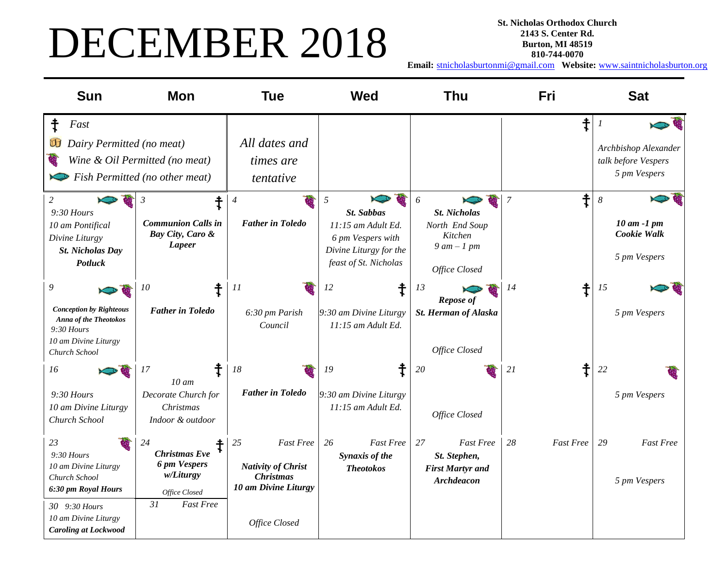# DECEMBER 2018

**St. Nicholas Orthodox Church**
**2143 S. Center Rd.**
**Burton, MI 48519**
**810-744-0070**
**Email:** stnicholasburtonmi@gmail.com **Website:** www.saintnicholasburton.org

| Sun | Mon | Tue | Wed | Thu | Fri | Sat |
|---|---|---|---|---|---|---|
| ‡ *Fast*<br>*Dairy Permitted (no meat)*<br>*Wine & Oil Permitted (no meat)*<br>*Fish Permitted (no other meat)* | | *All dates and times are tentative* | | | ‡ | *1*<br>*Archbishop Alexander talk before Vespers*<br>*5 pm Vespers* |
| *2*<br>*9:30 Hours*<br>*10 am Pontifical Divine Liturgy*<br>***St. Nicholas Day Potluck*** | *3* ‡<br>***Communion Calls in Bay City, Caro & Lapeer*** | *4*<br>***Father in Toledo*** | *5*<br>***St. Sabbas***<br>*11:15 am Adult Ed.*<br>*6 pm Vespers with Divine Liturgy for the feast of St. Nicholas* | *6*<br>***St. Nicholas***<br>*North End Soup Kitchen*<br>*9 am – 1 pm*<br>*Office Closed* | *7* ‡ | *8*<br>***10 am -1 pm Cookie Walk***<br>*5 pm Vespers* |
| *9*<br>***Conception by Righteous Anna of the Theotokos***<br>*9:30 Hours*<br>*10 am Divine Liturgy*<br>*Church School* | *10* ‡<br>***Father in Toledo*** | *11*<br>*6:30 pm Parish Council* | *12* ‡<br>*9:30 am Divine Liturgy*<br>*11:15 am Adult Ed.* | *13*<br>***Repose of St. Herman of Alaska***<br>*Office Closed* | *14* ‡ | *15*<br>*5 pm Vespers* |
| *16*<br>*9:30 Hours*<br>*10 am Divine Liturgy*<br>*Church School* | *17* ‡<br>*10 am*<br>*Decorate Church for Christmas*<br>*Indoor & outdoor* | *18*<br>***Father in Toledo*** | *19* ‡<br>*9:30 am Divine Liturgy*<br>*11:15 am Adult Ed.* | *20*<br>*Office Closed* | *21* ‡ | *22*<br>*5 pm Vespers* |
| *23*<br>*9:30 Hours*<br>*10 am Divine Liturgy*<br>*Church School*<br>***6:30 pm Royal Hours*** | *24* ‡<br>***Christmas Eve***<br>***6 pm Vespers w/Liturgy***<br>*Office Closed* | *25* *Fast Free*<br>***Nativity of Christ Christmas***<br>***10 am Divine Liturgy***<br>*Office Closed* | *26* *Fast Free*<br>***Synaxis of the Theotokos*** | *27* *Fast Free*<br>***St. Stephen, First Martyr and Archdeacon*** | *28* *Fast Free* | *29* *Fast Free*<br>*5 pm Vespers* |
| *30* *9:30 Hours*<br>*10 am Divine Liturgy*<br>***Caroling at Lockwood*** | *31* *Fast Free* | | | | | |